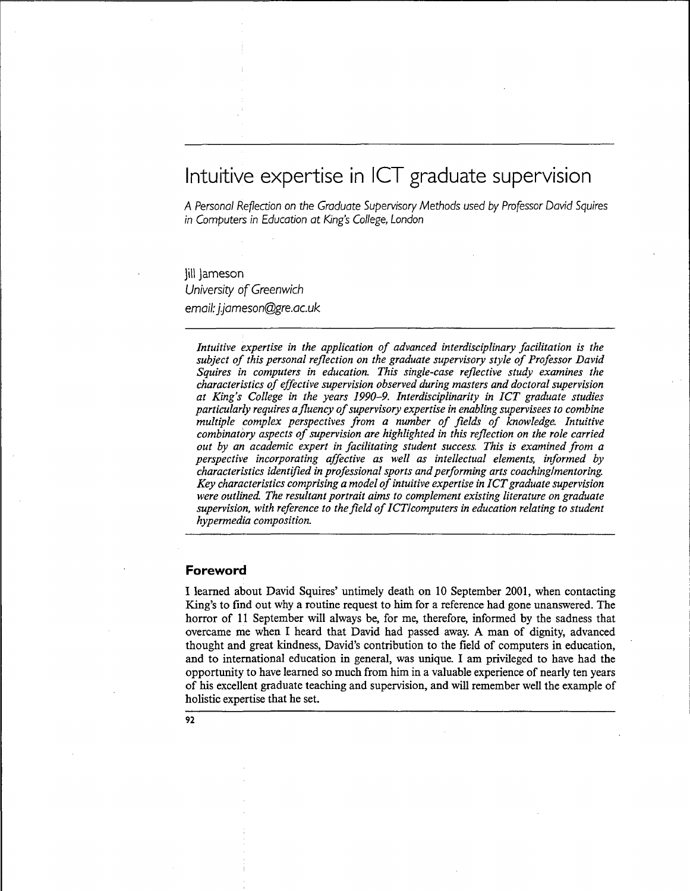# Intuitive expertise in ICT graduate supervision

*A Personal Reflection on the Graduate Supervisory Methods used by Professor David Squires in Computers in Education at King's College, London*

Jill Jameson
*University of Greenwich*
*email: j.jameson@gre.ac.uk*

*Intuitive expertise in the application of advanced interdisciplinary facilitation is the subject of this personal reflection on the graduate supervisory style of Professor David Squires in computers in education. This single-case reflective study examines the characteristics of effective supervision observed during masters and doctoral supervision at King's College in the years 1990–9. Interdisciplinarity in ICT graduate studies particularly requires a fluency of supervisory expertise in enabling supervisees to combine multiple complex perspectives from a number of fields of knowledge. Intuitive combinatory aspects of supervision are highlighted in this reflection on the role carried out by an academic expert in facilitating student success. This is examined from a perspective incorporating affective as well as intellectual elements, informed by characteristics identified in professional sports and performing arts coaching/mentoring. Key characteristics comprising a model of intuitive expertise in ICT graduate supervision were outlined. The resultant portrait aims to complement existing literature on graduate supervision, with reference to the field of ICT/computers in education relating to student hypermedia composition.*

## Foreword

I learned about David Squires' untimely death on 10 September 2001, when contacting King's to find out why a routine request to him for a reference had gone unanswered. The horror of 11 September will always be, for me, therefore, informed by the sadness that overcame me when I heard that David had passed away. A man of dignity, advanced thought and great kindness, David's contribution to the field of computers in education, and to international education in general, was unique. I am privileged to have had the opportunity to have learned so much from him in a valuable experience of nearly ten years of his excellent graduate teaching and supervision, and will remember well the example of holistic expertise that he set.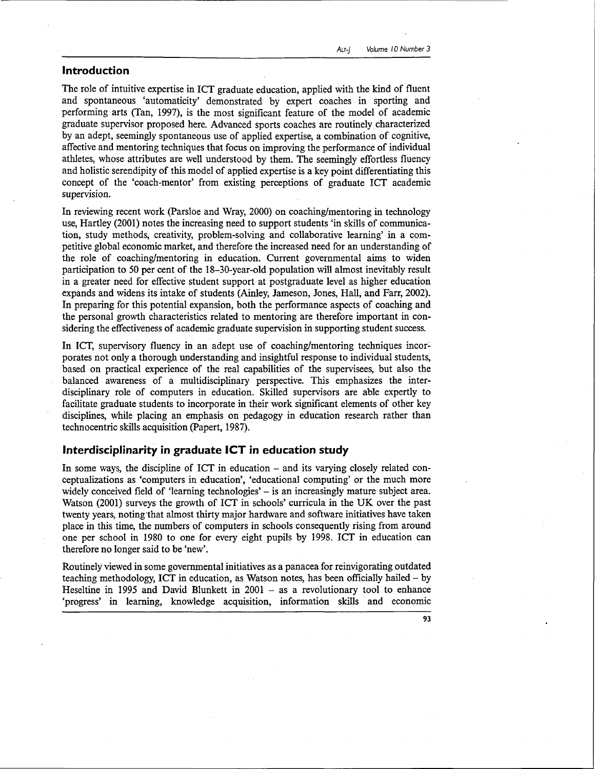## Introduction

The role of intuitive expertise in ICT graduate education, applied with the kind of fluent and spontaneous 'automaticity' demonstrated by expert coaches in sporting and performing arts (Tan, 1997), is the most significant feature of the model of academic graduate supervisor proposed here. Advanced sports coaches are routinely characterized by an adept, seemingly spontaneous use of applied expertise, a combination of cognitive, affective and mentoring techniques that focus on improving the performance of individual athletes, whose attributes are well understood by them. The seemingly effortless fluency and holistic serendipity of this model of applied expertise is a key point differentiating this concept of the 'coach-mentor' from existing perceptions of graduate ICT academic supervision.

In reviewing recent work (Parsloe and Wray, 2000) on coaching/mentoring in technology use, Hartley (2001) notes the increasing need to support students 'in skills of communication, study methods, creativity, problem-solving and collaborative learning' in a competitive global economic market, and therefore the increased need for an understanding of the role of coaching/mentoring in education. Current governmental aims to widen participation to 50 per cent of the 18–30-year-old population will almost inevitably result in a greater need for effective student support at postgraduate level as higher education expands and widens its intake of students (Ainley, Jameson, Jones, Hall, and Farr, 2002). In preparing for this potential expansion, both the performance aspects of coaching and the personal growth characteristics related to mentoring are therefore important in considering the effectiveness of academic graduate supervision in supporting student success.

In ICT, supervisory fluency in an adept use of coaching/mentoring techniques incorporates not only a thorough understanding and insightful response to individual students, based on practical experience of the real capabilities of the supervisees, but also the balanced awareness of a multidisciplinary perspective. This emphasizes the interdisciplinary role of computers in education. Skilled supervisors are able expertly to facilitate graduate students to incorporate in their work significant elements of other key disciplines, while placing an emphasis on pedagogy in education research rather than technocentric skills acquisition (Papert, 1987).

## Interdisciplinarity in graduate ICT in education study

In some ways, the discipline of ICT in education – and its varying closely related conceptualizations as 'computers in education', 'educational computing' or the much more widely conceived field of 'learning technologies' – is an increasingly mature subject area. Watson (2001) surveys the growth of ICT in schools' curricula in the UK over the past twenty years, noting that almost thirty major hardware and software initiatives have taken place in this time, the numbers of computers in schools consequently rising from around one per school in 1980 to one for every eight pupils by 1998. ICT in education can therefore no longer said to be 'new'.

Routinely viewed in some governmental initiatives as a panacea for reinvigorating outdated teaching methodology, ICT in education, as Watson notes, has been officially hailed – by Heseltine in 1995 and David Blunkett in 2001 – as a revolutionary tool to enhance 'progress' in learning, knowledge acquisition, information skills and economic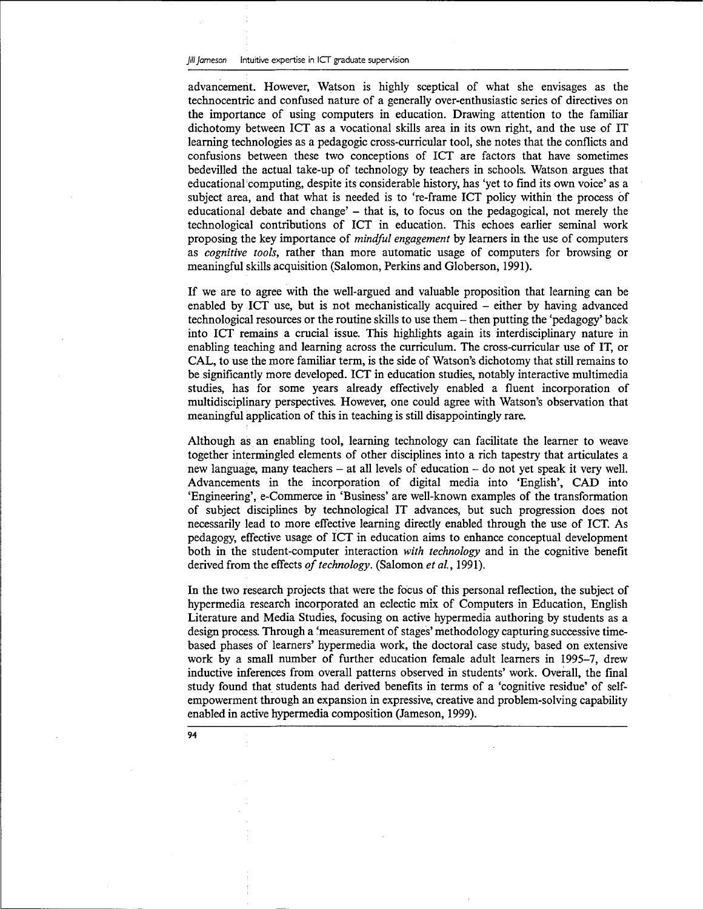advancement. However, Watson is highly sceptical of what she envisages as the technocentric and confused nature of a generally over-enthusiastic series of directives on the importance of using computers in education. Drawing attention to the familiar dichotomy between ICT as a vocational skills area in its own right, and the use of IT learning technologies as a pedagogic cross-curricular tool, she notes that the conflicts and confusions between these two conceptions of ICT are factors that have sometimes bedevilled the actual take-up of technology by teachers in schools. Watson argues that educational computing, despite its considerable history, has 'yet to find its own voice' as a subject area, and that what is needed is to 're-frame ICT policy within the process of educational debate and change' – that is, to focus on the pedagogical, not merely the technological contributions of ICT in education. This echoes earlier seminal work proposing the key importance of *mindful engagement* by learners in the use of computers as *cognitive tools*, rather than more automatic usage of computers for browsing or meaningful skills acquisition (Salomon, Perkins and Globerson, 1991).

If we are to agree with the well-argued and valuable proposition that learning can be enabled by ICT use, but is not mechanistically acquired – either by having advanced technological resources or the routine skills to use them – then putting the 'pedagogy' back into ICT remains a crucial issue. This highlights again its interdisciplinary nature in enabling teaching and learning across the curriculum. The cross-curricular use of IT, or CAL, to use the more familiar term, is the side of Watson's dichotomy that still remains to be significantly more developed. ICT in education studies, notably interactive multimedia studies, has for some years already effectively enabled a fluent incorporation of multidisciplinary perspectives. However, one could agree with Watson's observation that meaningful application of this in teaching is still disappointingly rare.

Although as an enabling tool, learning technology can facilitate the learner to weave together intermingled elements of other disciplines into a rich tapestry that articulates a new language, many teachers – at all levels of education – do not yet speak it very well. Advancements in the incorporation of digital media into 'English', CAD into 'Engineering', e-Commerce in 'Business' are well-known examples of the transformation of subject disciplines by technological IT advances, but such progression does not necessarily lead to more effective learning directly enabled through the use of ICT. As pedagogy, effective usage of ICT in education aims to enhance conceptual development both in the student-computer interaction *with technology* and in the cognitive benefit derived from the effects *of technology*. (Salomon *et al.*, 1991).

In the two research projects that were the focus of this personal reflection, the subject of hypermedia research incorporated an eclectic mix of Computers in Education, English Literature and Media Studies, focusing on active hypermedia authoring by students as a design process. Through a 'measurement of stages' methodology capturing successive time-based phases of learners' hypermedia work, the doctoral case study, based on extensive work by a small number of further education female adult learners in 1995–7, drew inductive inferences from overall patterns observed in students' work. Overall, the final study found that students had derived benefits in terms of a 'cognitive residue' of self-empowerment through an expansion in expressive, creative and problem-solving capability enabled in active hypermedia composition (Jameson, 1999).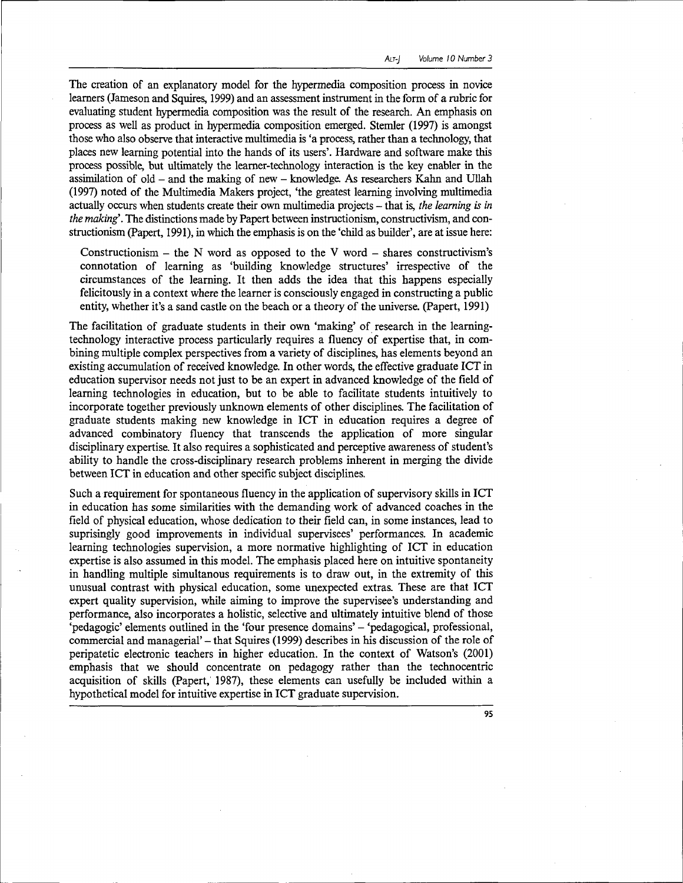The creation of an explanatory model for the hypermedia composition process in novice learners (Jameson and Squires, 1999) and an assessment instrument in the form of a rubric for evaluating student hypermedia composition was the result of the research. An emphasis on process as well as product in hypermedia composition emerged. Stemler (1997) is amongst those who also observe that interactive multimedia is 'a process, rather than a technology, that places new learning potential into the hands of its users'. Hardware and software make this process possible, but ultimately the learner-technology interaction is the key enabler in the assimilation of old – and the making of new – knowledge. As researchers Kahn and Ullah (1997) noted of the Multimedia Makers project, 'the greatest learning involving multimedia actually occurs when students create their own multimedia projects – that is, *the learning is in the making*'. The distinctions made by Papert between instructionism, constructivism, and constructionism (Papert, 1991), in which the emphasis is on the 'child as builder', are at issue here:

> Constructionism – the N word as opposed to the V word – shares constructivism's connotation of learning as 'building knowledge structures' irrespective of the circumstances of the learning. It then adds the idea that this happens especially felicitously in a context where the learner is consciously engaged in constructing a public entity, whether it's a sand castle on the beach or a theory of the universe. (Papert, 1991)

The facilitation of graduate students in their own 'making' of research in the learning-technology interactive process particularly requires a fluency of expertise that, in combining multiple complex perspectives from a variety of disciplines, has elements beyond an existing accumulation of received knowledge. In other words, the effective graduate ICT in education supervisor needs not just to be an expert in advanced knowledge of the field of learning technologies in education, but to be able to facilitate students intuitively to incorporate together previously unknown elements of other disciplines. The facilitation of graduate students making new knowledge in ICT in education requires a degree of advanced combinatory fluency that transcends the application of more singular disciplinary expertise. It also requires a sophisticated and perceptive awareness of student's ability to handle the cross-disciplinary research problems inherent in merging the divide between ICT in education and other specific subject disciplines.

Such a requirement for spontaneous fluency in the application of supervisory skills in ICT in education has some similarities with the demanding work of advanced coaches in the field of physical education, whose dedication to their field can, in some instances, lead to suprisingly good improvements in individual supervisees' performances. In academic learning technologies supervision, a more normative highlighting of ICT in education expertise is also assumed in this model. The emphasis placed here on intuitive spontaneity in handling multiple simultanous requirements is to draw out, in the extremity of this unusual contrast with physical education, some unexpected extras. These are that ICT expert quality supervision, while aiming to improve the supervisee's understanding and performance, also incorporates a holistic, selective and ultimately intuitive blend of those 'pedagogic' elements outlined in the 'four presence domains' – 'pedagogical, professional, commercial and managerial' – that Squires (1999) describes in his discussion of the role of peripatetic electronic teachers in higher education. In the context of Watson's (2001) emphasis that we should concentrate on pedagogy rather than the technocentric acquisition of skills (Papert, 1987), these elements can usefully be included within a hypothetical model for intuitive expertise in ICT graduate supervision.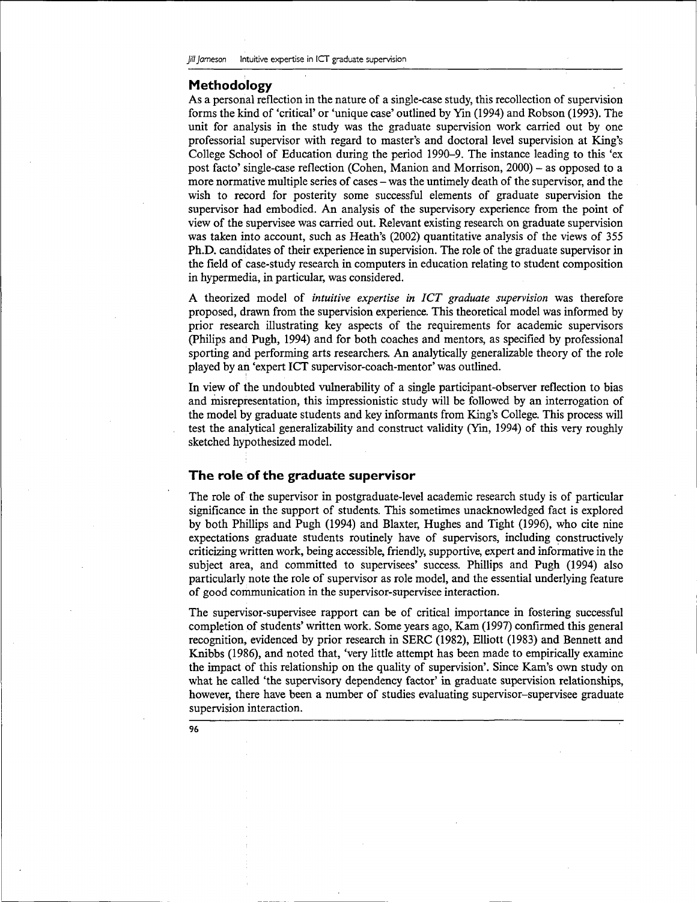## Methodology

As a personal reflection in the nature of a single-case study, this recollection of supervision forms the kind of 'critical' or 'unique case' outlined by Yin (1994) and Robson (1993). The unit for analysis in the study was the graduate supervision work carried out by one professorial supervisor with regard to master's and doctoral level supervision at King's College School of Education during the period 1990–9. The instance leading to this 'ex post facto' single-case reflection (Cohen, Manion and Morrison, 2000) – as opposed to a more normative multiple series of cases – was the untimely death of the supervisor, and the wish to record for posterity some successful elements of graduate supervision the supervisor had embodied. An analysis of the supervisory experience from the point of view of the supervisee was carried out. Relevant existing research on graduate supervision was taken into account, such as Heath's (2002) quantitative analysis of the views of 355 Ph.D. candidates of their experience in supervision. The role of the graduate supervisor in the field of case-study research in computers in education relating to student composition in hypermedia, in particular, was considered.

A theorized model of *intuitive expertise in ICT graduate supervision* was therefore proposed, drawn from the supervision experience. This theoretical model was informed by prior research illustrating key aspects of the requirements for academic supervisors (Philips and Pugh, 1994) and for both coaches and mentors, as specified by professional sporting and performing arts researchers. An analytically generalizable theory of the role played by an 'expert ICT supervisor-coach-mentor' was outlined.

In view of the undoubted vulnerability of a single participant-observer reflection to bias and misrepresentation, this impressionistic study will be followed by an interrogation of the model by graduate students and key informants from King's College. This process will test the analytical generalizability and construct validity (Yin, 1994) of this very roughly sketched hypothesized model.

## The role of the graduate supervisor

The role of the supervisor in postgraduate-level academic research study is of particular significance in the support of students. This sometimes unacknowledged fact is explored by both Phillips and Pugh (1994) and Blaxter, Hughes and Tight (1996), who cite nine expectations graduate students routinely have of supervisors, including constructively criticizing written work, being accessible, friendly, supportive, expert and informative in the subject area, and committed to supervisees' success. Phillips and Pugh (1994) also particularly note the role of supervisor as role model, and the essential underlying feature of good communication in the supervisor-supervisee interaction.

The supervisor-supervisee rapport can be of critical importance in fostering successful completion of students' written work. Some years ago, Kam (1997) confirmed this general recognition, evidenced by prior research in SERC (1982), Elliott (1983) and Bennett and Knibbs (1986), and noted that, 'very little attempt has been made to empirically examine the impact of this relationship on the quality of supervision'. Since Kam's own study on what he called 'the supervisory dependency factor' in graduate supervision relationships, however, there have been a number of studies evaluating supervisor–supervisee graduate supervision interaction.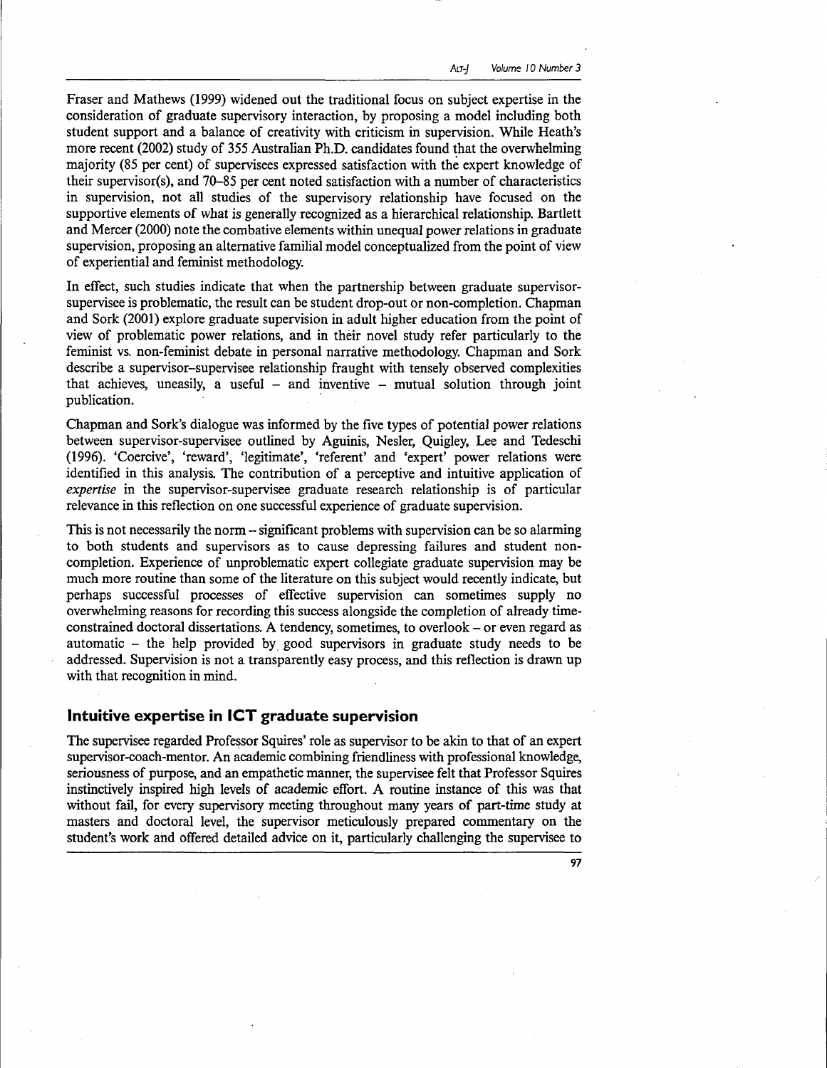Fraser and Mathews (1999) widened out the traditional focus on subject expertise in the consideration of graduate supervisory interaction, by proposing a model including both student support and a balance of creativity with criticism in supervision. While Heath's more recent (2002) study of 355 Australian Ph.D. candidates found that the overwhelming majority (85 per cent) of supervisees expressed satisfaction with the expert knowledge of their supervisor(s), and 70–85 per cent noted satisfaction with a number of characteristics in supervision, not all studies of the supervisory relationship have focused on the supportive elements of what is generally recognized as a hierarchical relationship. Bartlett and Mercer (2000) note the combative elements within unequal power relations in graduate supervision, proposing an alternative familial model conceptualized from the point of view of experiential and feminist methodology.

In effect, such studies indicate that when the partnership between graduate supervisor-supervisee is problematic, the result can be student drop-out or non-completion. Chapman and Sork (2001) explore graduate supervision in adult higher education from the point of view of problematic power relations, and in their novel study refer particularly to the feminist vs. non-feminist debate in personal narrative methodology. Chapman and Sork describe a supervisor–supervisee relationship fraught with tensely observed complexities that achieves, uneasily, a useful – and inventive – mutual solution through joint publication.

Chapman and Sork's dialogue was informed by the five types of potential power relations between supervisor-supervisee outlined by Aguinis, Nesler, Quigley, Lee and Tedeschi (1996). 'Coercive', 'reward', 'legitimate', 'referent' and 'expert' power relations were identified in this analysis. The contribution of a perceptive and intuitive application of *expertise* in the supervisor-supervisee graduate research relationship is of particular relevance in this reflection on one successful experience of graduate supervision.

This is not necessarily the norm – significant problems with supervision can be so alarming to both students and supervisors as to cause depressing failures and student non-completion. Experience of unproblematic expert collegiate graduate supervision may be much more routine than some of the literature on this subject would recently indicate, but perhaps successful processes of effective supervision can sometimes supply no overwhelming reasons for recording this success alongside the completion of already time-constrained doctoral dissertations. A tendency, sometimes, to overlook – or even regard as automatic – the help provided by good supervisors in graduate study needs to be addressed. Supervision is not a transparently easy process, and this reflection is drawn up with that recognition in mind.

## Intuitive expertise in ICT graduate supervision

The supervisee regarded Professor Squires' role as supervisor to be akin to that of an expert supervisor-coach-mentor. An academic combining friendliness with professional knowledge, seriousness of purpose, and an empathetic manner, the supervisee felt that Professor Squires instinctively inspired high levels of academic effort. A routine instance of this was that without fail, for every supervisory meeting throughout many years of part-time study at masters and doctoral level, the supervisor meticulously prepared commentary on the student's work and offered detailed advice on it, particularly challenging the supervisee to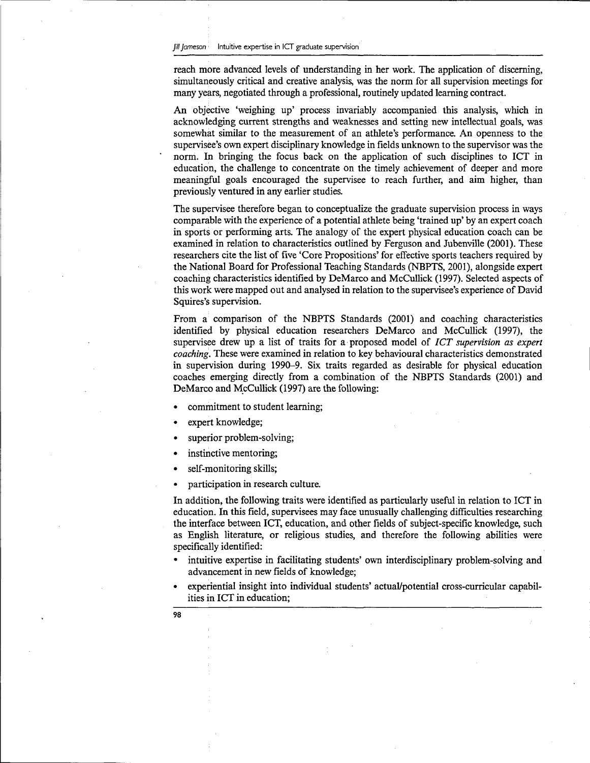reach more advanced levels of understanding in her work. The application of discerning, simultaneously critical and creative analysis, was the norm for all supervision meetings for many years, negotiated through a professional, routinely updated learning contract.

An objective 'weighing up' process invariably accompanied this analysis, which in acknowledging current strengths and weaknesses and setting new intellectual goals, was somewhat similar to the measurement of an athlete's performance. An openness to the supervisee's own expert disciplinary knowledge in fields unknown to the supervisor was the norm. In bringing the focus back on the application of such disciplines to ICT in education, the challenge to concentrate on the timely achievement of deeper and more meaningful goals encouraged the supervisee to reach further, and aim higher, than previously ventured in any earlier studies.

The supervisee therefore began to conceptualize the graduate supervision process in ways comparable with the experience of a potential athlete being 'trained up' by an expert coach in sports or performing arts. The analogy of the expert physical education coach can be examined in relation to characteristics outlined by Ferguson and Jubenville (2001). These researchers cite the list of five 'Core Propositions' for effective sports teachers required by the National Board for Professional Teaching Standards (NBPTS, 2001), alongside expert coaching characteristics identified by DeMarco and McCullick (1997). Selected aspects of this work were mapped out and analysed in relation to the supervisee's experience of David Squires's supervision.

From a comparison of the NBPTS Standards (2001) and coaching characteristics identified by physical education researchers DeMarco and McCullick (1997), the supervisee drew up a list of traits for a proposed model of *ICT supervision as expert coaching*. These were examined in relation to key behavioural characteristics demonstrated in supervision during 1990–9. Six traits regarded as desirable for physical education coaches emerging directly from a combination of the NBPTS Standards (2001) and DeMarco and McCullick (1997) are the following:

- commitment to student learning;
- expert knowledge;
- superior problem-solving;
- instinctive mentoring;
- self-monitoring skills;
- participation in research culture.

In addition, the following traits were identified as particularly useful in relation to ICT in education. In this field, supervisees may face unusually challenging difficulties researching the interface between ICT, education, and other fields of subject-specific knowledge, such as English literature, or religious studies, and therefore the following abilities were specifically identified:

- intuitive expertise in facilitating students' own interdisciplinary problem-solving and advancement in new fields of knowledge;
- experiential insight into individual students' actual/potential cross-curricular capabilities in ICT in education;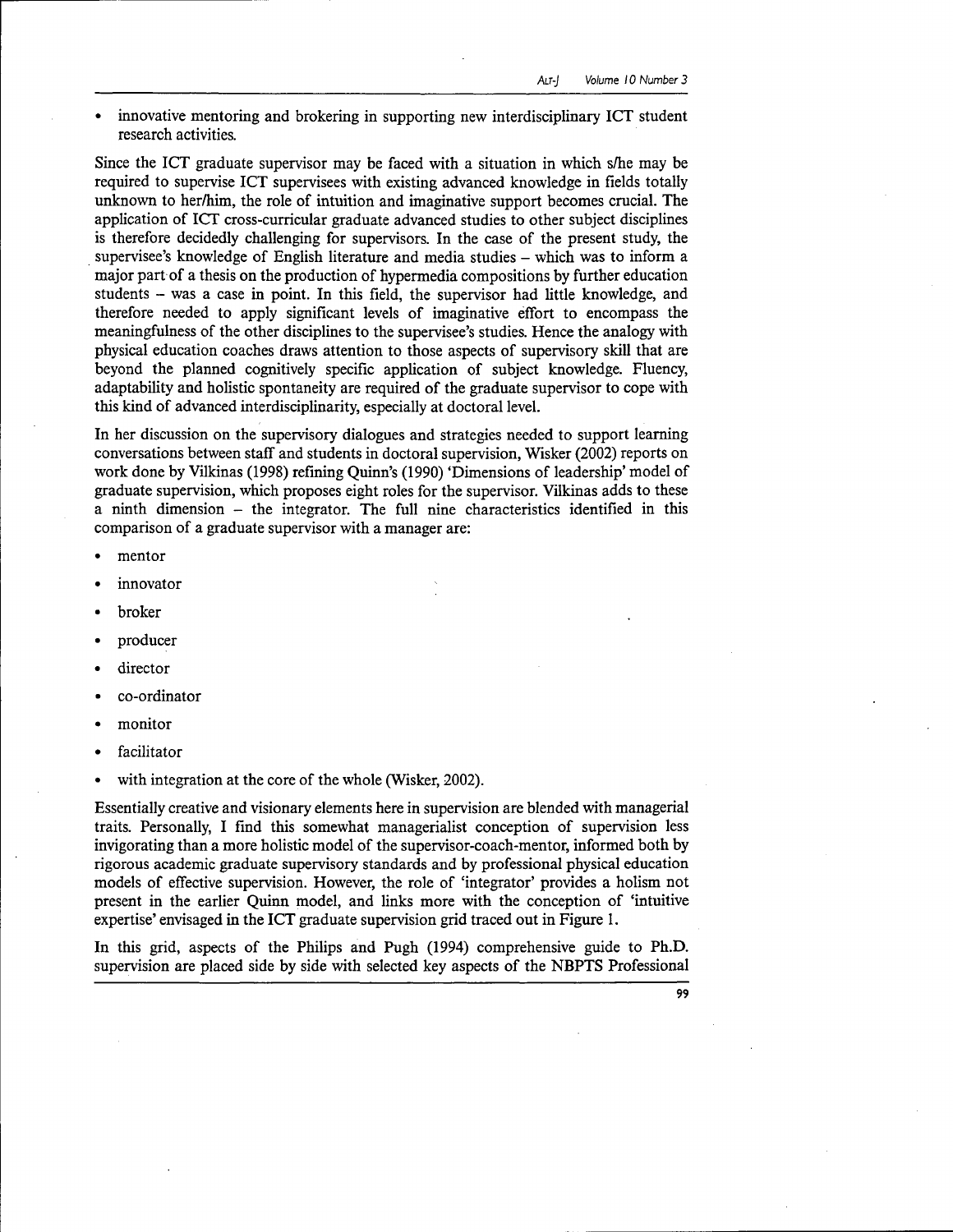- innovative mentoring and brokering in supporting new interdisciplinary ICT student research activities.

Since the ICT graduate supervisor may be faced with a situation in which s/he may be required to supervise ICT supervisees with existing advanced knowledge in fields totally unknown to her/him, the role of intuition and imaginative support becomes crucial. The application of ICT cross-curricular graduate advanced studies to other subject disciplines is therefore decidedly challenging for supervisors. In the case of the present study, the supervisee's knowledge of English literature and media studies – which was to inform a major part of a thesis on the production of hypermedia compositions by further education students – was a case in point. In this field, the supervisor had little knowledge, and therefore needed to apply significant levels of imaginative effort to encompass the meaningfulness of the other disciplines to the supervisee's studies. Hence the analogy with physical education coaches draws attention to those aspects of supervisory skill that are beyond the planned cognitively specific application of subject knowledge. Fluency, adaptability and holistic spontaneity are required of the graduate supervisor to cope with this kind of advanced interdisciplinarity, especially at doctoral level.

In her discussion on the supervisory dialogues and strategies needed to support learning conversations between staff and students in doctoral supervision, Wisker (2002) reports on work done by Vilkinas (1998) refining Quinn's (1990) 'Dimensions of leadership' model of graduate supervision, which proposes eight roles for the supervisor. Vilkinas adds to these a ninth dimension – the integrator. The full nine characteristics identified in this comparison of a graduate supervisor with a manager are:

- mentor
- innovator
- broker
- producer
- director
- co-ordinator
- monitor
- facilitator
- with integration at the core of the whole (Wisker, 2002).

Essentially creative and visionary elements here in supervision are blended with managerial traits. Personally, I find this somewhat managerialist conception of supervision less invigorating than a more holistic model of the supervisor-coach-mentor, informed both by rigorous academic graduate supervisory standards and by professional physical education models of effective supervision. However, the role of 'integrator' provides a holism not present in the earlier Quinn model, and links more with the conception of 'intuitive expertise' envisaged in the ICT graduate supervision grid traced out in Figure 1.

In this grid, aspects of the Philips and Pugh (1994) comprehensive guide to Ph.D. supervision are placed side by side with selected key aspects of the NBPTS Professional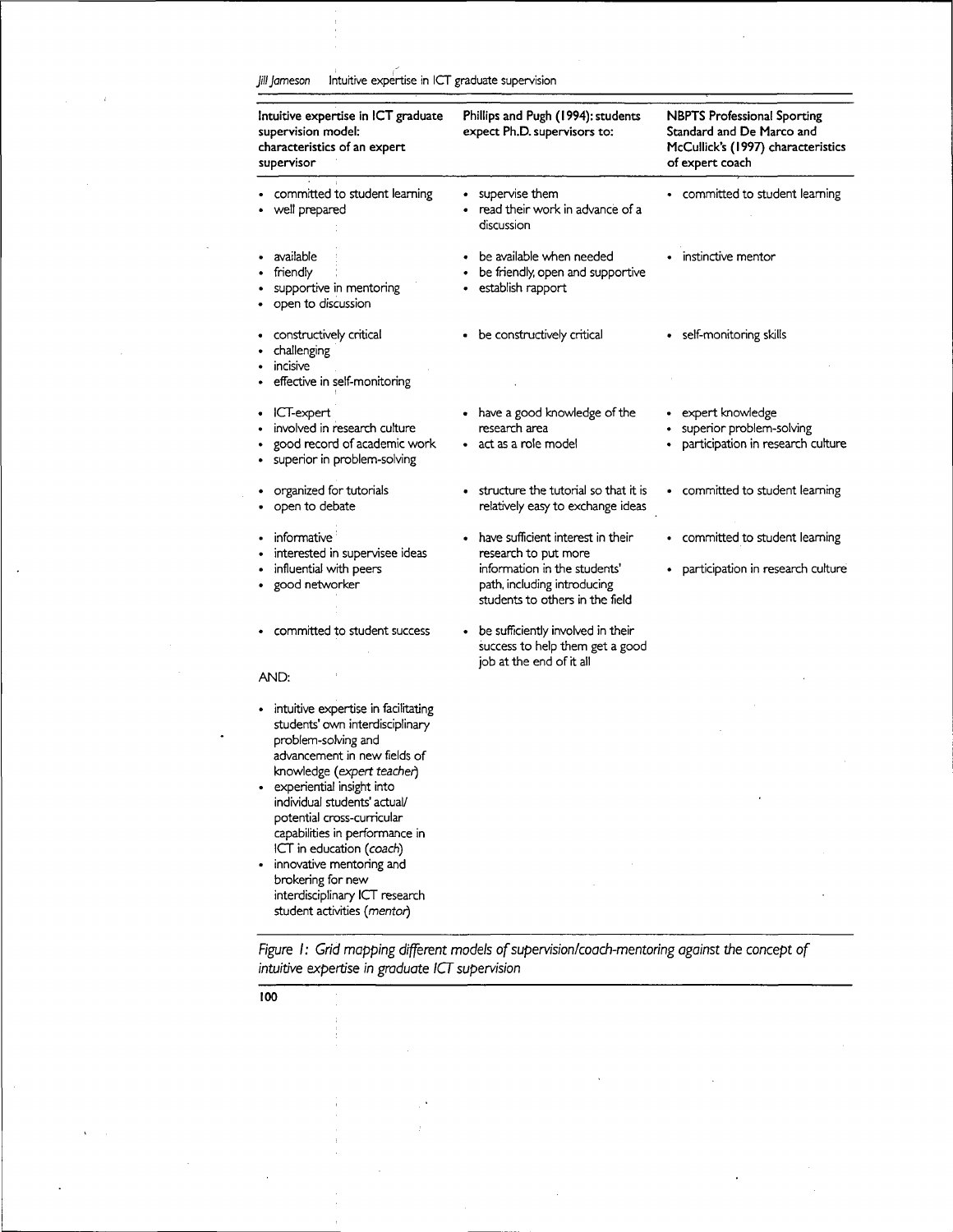| Intuitive expertise in ICT graduate supervision model: characteristics of an expert supervisor | Phillips and Pugh (1994): students expect Ph.D. supervisors to: | NBPTS Professional Sporting Standard and De Marco and McCullick's (1997) characteristics of expert coach |
|---|---|---|
| • committed to student learning<br>• well prepared | • supervise them<br>• read their work in advance of a discussion | • committed to student learning |
| • available<br>• friendly<br>• supportive in mentoring<br>• open to discussion | • be available when needed<br>• be friendly, open and supportive<br>• establish rapport | • instinctive mentor |
| • constructively critical<br>• challenging<br>• incisive<br>• effective in self-monitoring | • be constructively critical | • self-monitoring skills |
| • ICT-expert<br>• involved in research culture<br>• good record of academic work<br>• superior in problem-solving | • have a good knowledge of the research area<br>• act as a role model | • expert knowledge<br>• superior problem-solving<br>• participation in research culture |
| • organized for tutorials<br>• open to debate | • structure the tutorial so that it is relatively easy to exchange ideas | • committed to student learning |
| • informative<br>• interested in supervisee ideas<br>• influential with peers<br>• good networker | • have sufficient interest in their research to put more information in the students' path, including introducing students to others in the field | • committed to student learning<br>• participation in research culture |
| • committed to student success | • be sufficiently involved in their success to help them get a good job at the end of it all | |
| AND:<br>• intuitive expertise in facilitating students' own interdisciplinary problem-solving and advancement in new fields of knowledge (*expert teacher*)<br>• experiential insight into individual students' actual/potential cross-curricular capabilities in performance in ICT in education (*coach*)<br>• innovative mentoring and brokering for new interdisciplinary ICT research student activities (*mentor*) | | |

*Figure 1: Grid mapping different models of supervision/coach-mentoring against the concept of intuitive expertise in graduate ICT supervision*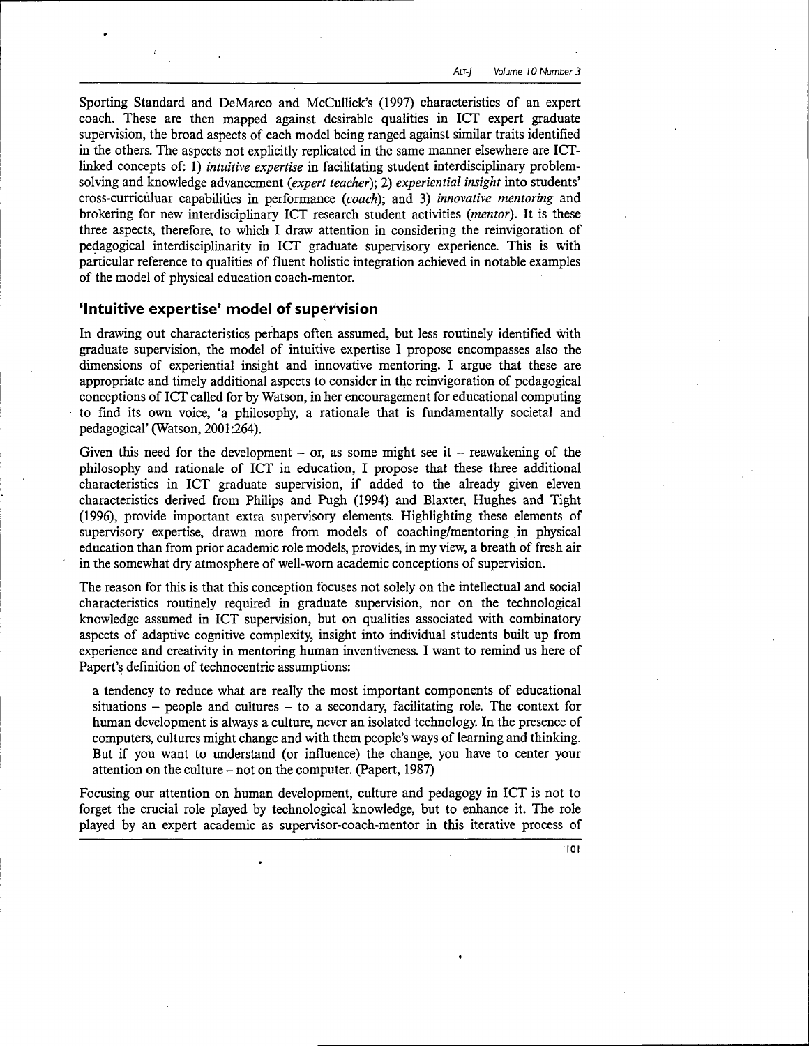Sporting Standard and DeMarco and McCullick's (1997) characteristics of an expert coach. These are then mapped against desirable qualities in ICT expert graduate supervision, the broad aspects of each model being ranged against similar traits identified in the others. The aspects not explicitly replicated in the same manner elsewhere are ICT-linked concepts of: 1) *intuitive expertise* in facilitating student interdisciplinary problem-solving and knowledge advancement (*expert teacher*); 2) *experiential insight* into students' cross-curriculuar capabilities in performance (*coach*); and 3) *innovative mentoring* and brokering for new interdisciplinary ICT research student activities (*mentor*). It is these three aspects, therefore, to which I draw attention in considering the reinvigoration of pedagogical interdisciplinarity in ICT graduate supervisory experience. This is with particular reference to qualities of fluent holistic integration achieved in notable examples of the model of physical education coach-mentor.

## 'Intuitive expertise' model of supervision

In drawing out characteristics perhaps often assumed, but less routinely identified with graduate supervision, the model of intuitive expertise I propose encompasses also the dimensions of experiential insight and innovative mentoring. I argue that these are appropriate and timely additional aspects to consider in the reinvigoration of pedagogical conceptions of ICT called for by Watson, in her encouragement for educational computing to find its own voice, 'a philosophy, a rationale that is fundamentally societal and pedagogical' (Watson, 2001:264).

Given this need for the development – or, as some might see it – reawakening of the philosophy and rationale of ICT in education, I propose that these three additional characteristics in ICT graduate supervision, if added to the already given eleven characteristics derived from Philips and Pugh (1994) and Blaxter, Hughes and Tight (1996), provide important extra supervisory elements. Highlighting these elements of supervisory expertise, drawn more from models of coaching/mentoring in physical education than from prior academic role models, provides, in my view, a breath of fresh air in the somewhat dry atmosphere of well-worn academic conceptions of supervision.

The reason for this is that this conception focuses not solely on the intellectual and social characteristics routinely required in graduate supervision, nor on the technological knowledge assumed in ICT supervision, but on qualities associated with combinatory aspects of adaptive cognitive complexity, insight into individual students built up from experience and creativity in mentoring human inventiveness. I want to remind us here of Papert's definition of technocentric assumptions:

> a tendency to reduce what are really the most important components of educational situations – people and cultures – to a secondary, facilitating role. The context for human development is always a culture, never an isolated technology. In the presence of computers, cultures might change and with them people's ways of learning and thinking. But if you want to understand (or influence) the change, you have to center your attention on the culture – not on the computer. (Papert, 1987)

Focusing our attention on human development, culture and pedagogy in ICT is not to forget the crucial role played by technological knowledge, but to enhance it. The role played by an expert academic as supervisor-coach-mentor in this iterative process of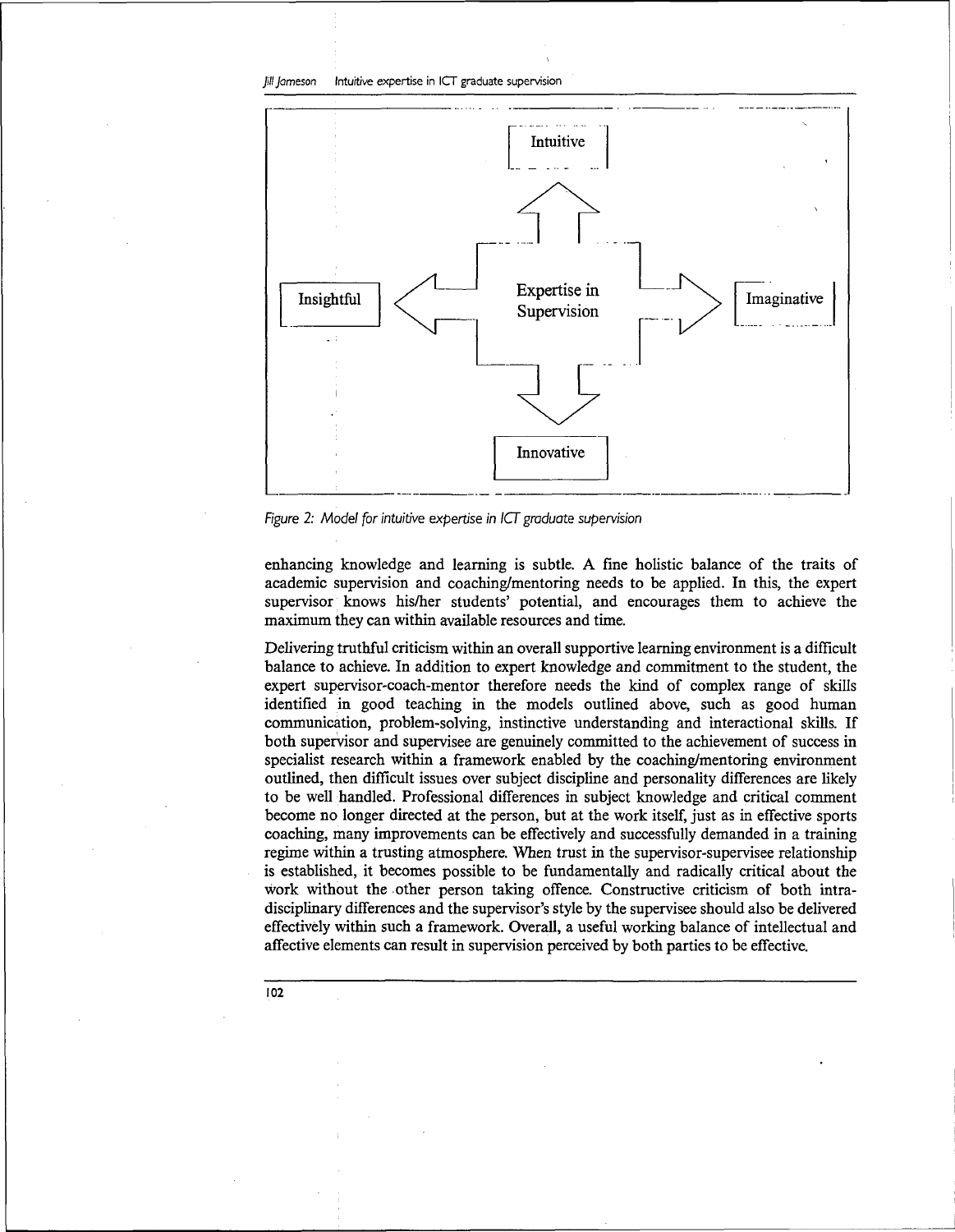Intuitive

Insightful

Expertise in Supervision

Imaginative

Innovative

*Figure 2: Model for intuitive expertise in ICT graduate supervision*

enhancing knowledge and learning is subtle. A fine holistic balance of the traits of academic supervision and coaching/mentoring needs to be applied. In this, the expert supervisor knows his/her students' potential, and encourages them to achieve the maximum they can within available resources and time.

Delivering truthful criticism within an overall supportive learning environment is a difficult balance to achieve. In addition to expert knowledge and commitment to the student, the expert supervisor-coach-mentor therefore needs the kind of complex range of skills identified in good teaching in the models outlined above, such as good human communication, problem-solving, instinctive understanding and interactional skills. If both supervisor and supervisee are genuinely committed to the achievement of success in specialist research within a framework enabled by the coaching/mentoring environment outlined, then difficult issues over subject discipline and personality differences are likely to be well handled. Professional differences in subject knowledge and critical comment become no longer directed at the person, but at the work itself, just as in effective sports coaching, many improvements can be effectively and successfully demanded in a training regime within a trusting atmosphere. When trust in the supervisor-supervisee relationship is established, it becomes possible to be fundamentally and radically critical about the work without the other person taking offence. Constructive criticism of both intra-disciplinary differences and the supervisor's style by the supervisee should also be delivered effectively within such a framework. Overall, a useful working balance of intellectual and affective elements can result in supervision perceived by both parties to be effective.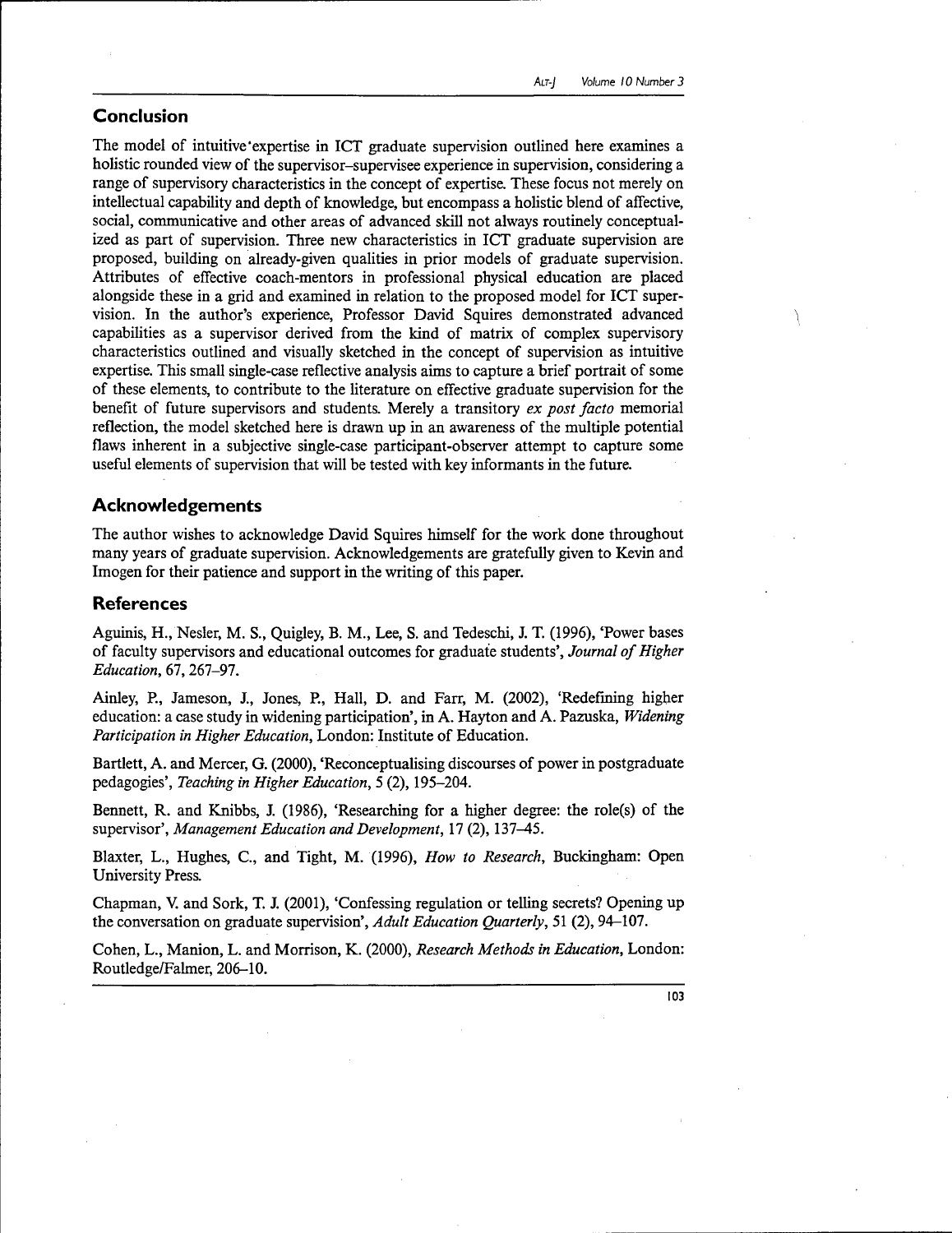## Conclusion

The model of intuitive expertise in ICT graduate supervision outlined here examines a holistic rounded view of the supervisor–supervisee experience in supervision, considering a range of supervisory characteristics in the concept of expertise. These focus not merely on intellectual capability and depth of knowledge, but encompass a holistic blend of affective, social, communicative and other areas of advanced skill not always routinely conceptualized as part of supervision. Three new characteristics in ICT graduate supervision are proposed, building on already-given qualities in prior models of graduate supervision. Attributes of effective coach-mentors in professional physical education are placed alongside these in a grid and examined in relation to the proposed model for ICT supervision. In the author's experience, Professor David Squires demonstrated advanced capabilities as a supervisor derived from the kind of matrix of complex supervisory characteristics outlined and visually sketched in the concept of supervision as intuitive expertise. This small single-case reflective analysis aims to capture a brief portrait of some of these elements, to contribute to the literature on effective graduate supervision for the benefit of future supervisors and students. Merely a transitory *ex post facto* memorial reflection, the model sketched here is drawn up in an awareness of the multiple potential flaws inherent in a subjective single-case participant-observer attempt to capture some useful elements of supervision that will be tested with key informants in the future.

## Acknowledgements

The author wishes to acknowledge David Squires himself for the work done throughout many years of graduate supervision. Acknowledgements are gratefully given to Kevin and Imogen for their patience and support in the writing of this paper.

## References

Aguinis, H., Nesler, M. S., Quigley, B. M., Lee, S. and Tedeschi, J. T. (1996), 'Power bases of faculty supervisors and educational outcomes for graduate students', *Journal of Higher Education*, 67, 267–97.

Ainley, P., Jameson, J., Jones, P., Hall, D. and Farr, M. (2002), 'Redefining higher education: a case study in widening participation', in A. Hayton and A. Pazuska, *Widening Participation in Higher Education*, London: Institute of Education.

Bartlett, A. and Mercer, G. (2000), 'Reconceptualising discourses of power in postgraduate pedagogies', *Teaching in Higher Education*, 5 (2), 195–204.

Bennett, R. and Knibbs, J. (1986), 'Researching for a higher degree: the role(s) of the supervisor', *Management Education and Development*, 17 (2), 137–45.

Blaxter, L., Hughes, C., and Tight, M. (1996), *How to Research*, Buckingham: Open University Press.

Chapman, V. and Sork, T. J. (2001), 'Confessing regulation or telling secrets? Opening up the conversation on graduate supervision', *Adult Education Quarterly*, 51 (2), 94–107.

Cohen, L., Manion, L. and Morrison, K. (2000), *Research Methods in Education*, London: Routledge/Falmer, 206–10.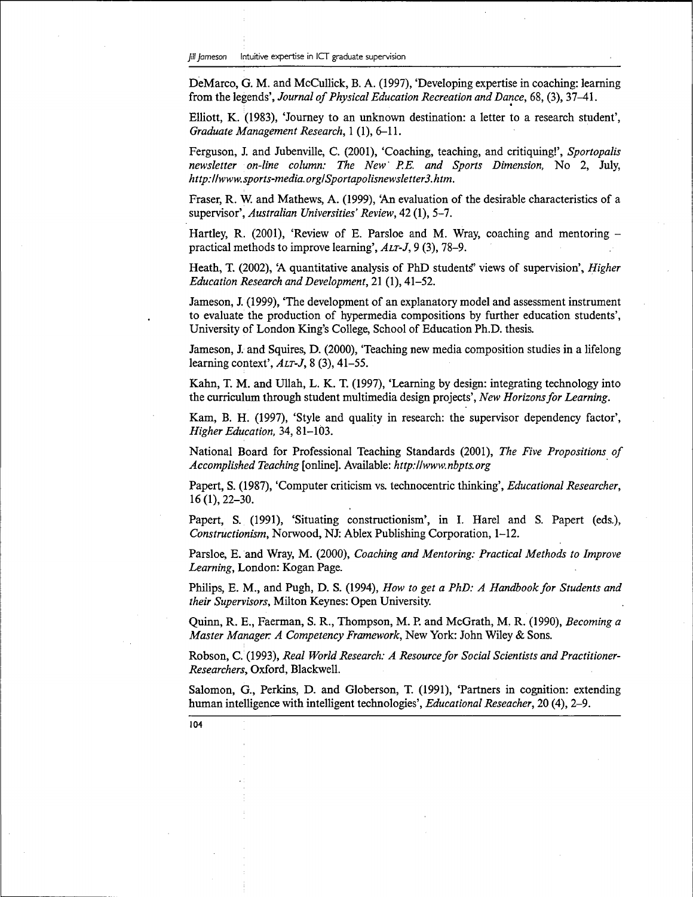DeMarco, G. M. and McCullick, B. A. (1997), 'Developing expertise in coaching: learning from the legends', *Journal of Physical Education Recreation and Dance*, 68, (3), 37–41.

Elliott, K. (1983), 'Journey to an unknown destination: a letter to a research student', *Graduate Management Research*, 1 (1), 6–11.

Ferguson, J. and Jubenville, C. (2001), 'Coaching, teaching, and critiquing!', *Sportopalis newsletter on-line column: The New P.E. and Sports Dimension*, No 2, July, *http://www.sports-media.org/Sportapolisnewsletter3.htm.*

Fraser, R. W. and Mathews, A. (1999), 'An evaluation of the desirable characteristics of a supervisor', *Australian Universities' Review*, 42 (1), 5–7.

Hartley, R. (2001), 'Review of E. Parsloe and M. Wray, coaching and mentoring – practical methods to improve learning', *ALT-J*, 9 (3), 78–9.

Heath, T. (2002), 'A quantitative analysis of PhD students' views of supervision', *Higher Education Research and Development*, 21 (1), 41–52.

Jameson, J. (1999), 'The development of an explanatory model and assessment instrument to evaluate the production of hypermedia compositions by further education students', University of London King's College, School of Education Ph.D. thesis.

Jameson, J. and Squires, D. (2000), 'Teaching new media composition studies in a lifelong learning context', *ALT-J*, 8 (3), 41–55.

Kahn, T. M. and Ullah, L. K. T. (1997), 'Learning by design: integrating technology into the curriculum through student multimedia design projects', *New Horizons for Learning*.

Kam, B. H. (1997), 'Style and quality in research: the supervisor dependency factor', *Higher Education*, 34, 81–103.

National Board for Professional Teaching Standards (2001), *The Five Propositions of Accomplished Teaching* [online]. Available: *http://www.nbpts.org*

Papert, S. (1987), 'Computer criticism vs. technocentric thinking', *Educational Researcher*, 16 (1), 22–30.

Papert, S. (1991), 'Situating constructionism', in I. Harel and S. Papert (eds.), *Constructionism*, Norwood, NJ: Ablex Publishing Corporation, 1–12.

Parsloe, E. and Wray, M. (2000), *Coaching and Mentoring: Practical Methods to Improve Learning*, London: Kogan Page.

Philips, E. M., and Pugh, D. S. (1994), *How to get a PhD: A Handbook for Students and their Supervisors*, Milton Keynes: Open University.

Quinn, R. E., Faerman, S. R., Thompson, M. P. and McGrath, M. R. (1990), *Becoming a Master Manager: A Competency Framework*, New York: John Wiley & Sons.

Robson, C. (1993), *Real World Research: A Resource for Social Scientists and Practitioner-Researchers*, Oxford, Blackwell.

Salomon, G., Perkins, D. and Globerson, T. (1991), 'Partners in cognition: extending human intelligence with intelligent technologies', *Educational Reseacher*, 20 (4), 2–9.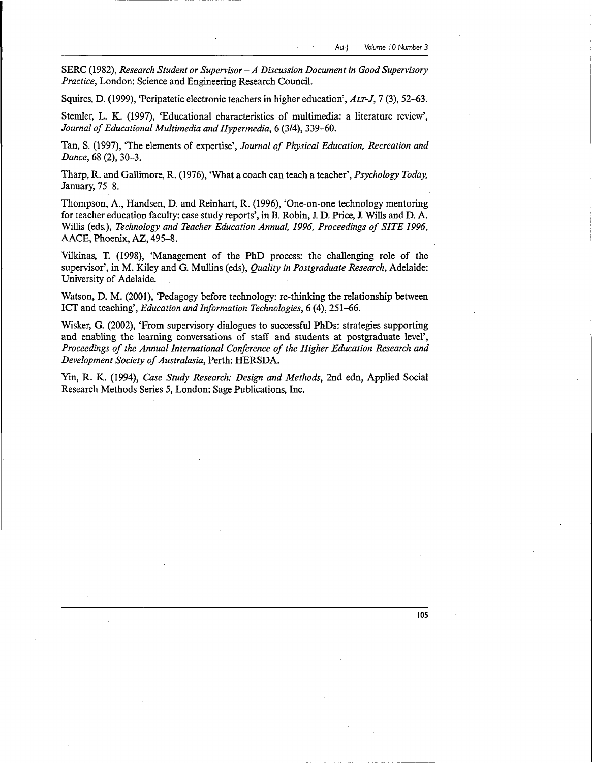SERC (1982), *Research Student or Supervisor – A Discussion Document in Good Supervisory Practice*, London: Science and Engineering Research Council.

Squires, D. (1999), 'Peripatetic electronic teachers in higher education', *ALT-J*, 7 (3), 52–63.

Stemler, L. K. (1997), 'Educational characteristics of multimedia: a literature review', *Journal of Educational Multimedia and Hypermedia*, 6 (3/4), 339–60.

Tan, S. (1997), 'The elements of expertise', *Journal of Physical Education, Recreation and Dance*, 68 (2), 30–3.

Tharp, R. and Gallimore, R. (1976), 'What a coach can teach a teacher', *Psychology Today*, January, 75–8.

Thompson, A., Handsen, D. and Reinhart, R. (1996), 'One-on-one technology mentoring for teacher education faculty: case study reports', in B. Robin, J. D. Price, J. Wills and D. A. Willis (eds.), *Technology and Teacher Education Annual, 1996, Proceedings of SITE 1996*, AACE, Phoenix, AZ, 495–8.

Vilkinas, T. (1998), 'Management of the PhD process: the challenging role of the supervisor', in M. Kiley and G. Mullins (eds), *Quality in Postgraduate Research*, Adelaide: University of Adelaide.

Watson, D. M. (2001), 'Pedagogy before technology: re-thinking the relationship between ICT and teaching', *Education and Information Technologies*, 6 (4), 251–66.

Wisker, G. (2002), 'From supervisory dialogues to successful PhDs: strategies supporting and enabling the learning conversations of staff and students at postgraduate level', *Proceedings of the Annual International Conference of the Higher Education Research and Development Society of Australasia*, Perth: HERSDA.

Yin, R. K. (1994), *Case Study Research: Design and Methods*, 2nd edn, Applied Social Research Methods Series 5, London: Sage Publications, Inc.